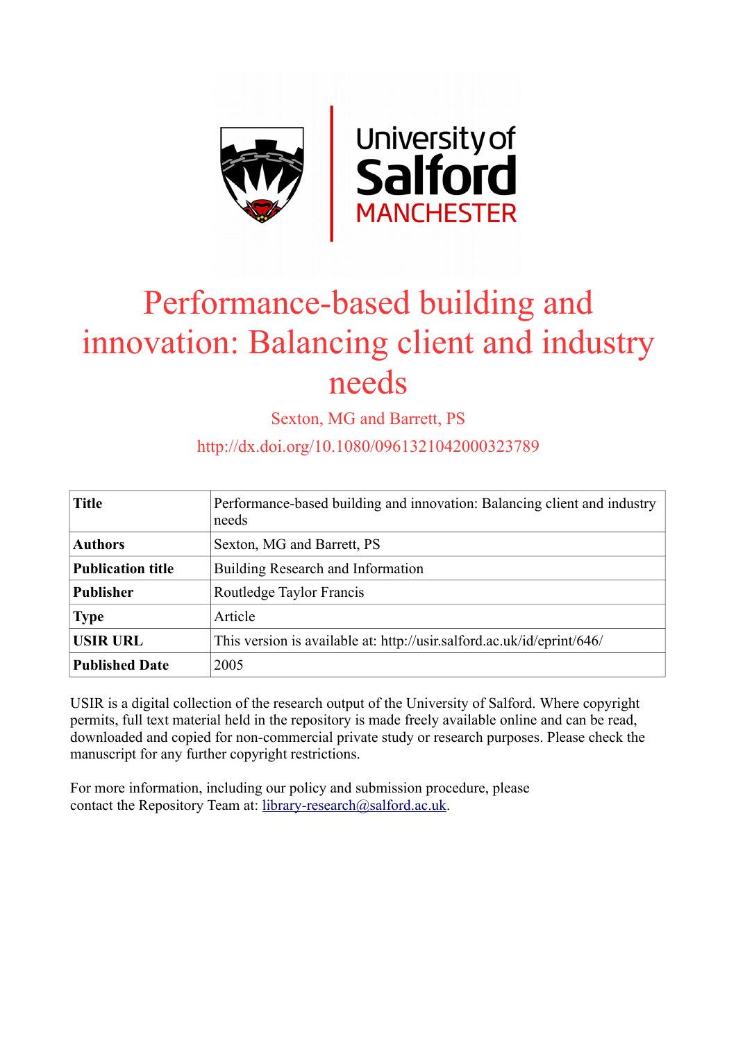# Performance-based building and innovation: Balancing client and industry needs

Sexton, MG and Barrett, PS

http://dx.doi.org/10.1080/0961321042000323789

| | |
|---|---|
| **Title** | Performance-based building and innovation: Balancing client and industry needs |
| **Authors** | Sexton, MG and Barrett, PS |
| **Publication title** | Building Research and Information |
| **Publisher** | Routledge Taylor Francis |
| **Type** | Article |
| **USIR URL** | This version is available at: http://usir.salford.ac.uk/id/eprint/646/ |
| **Published Date** | 2005 |

USIR is a digital collection of the research output of the University of Salford. Where copyright permits, full text material held in the repository is made freely available online and can be read, downloaded and copied for non-commercial private study or research purposes. Please check the manuscript for any further copyright restrictions.

For more information, including our policy and submission procedure, please contact the Repository Team at: library-research@salford.ac.uk.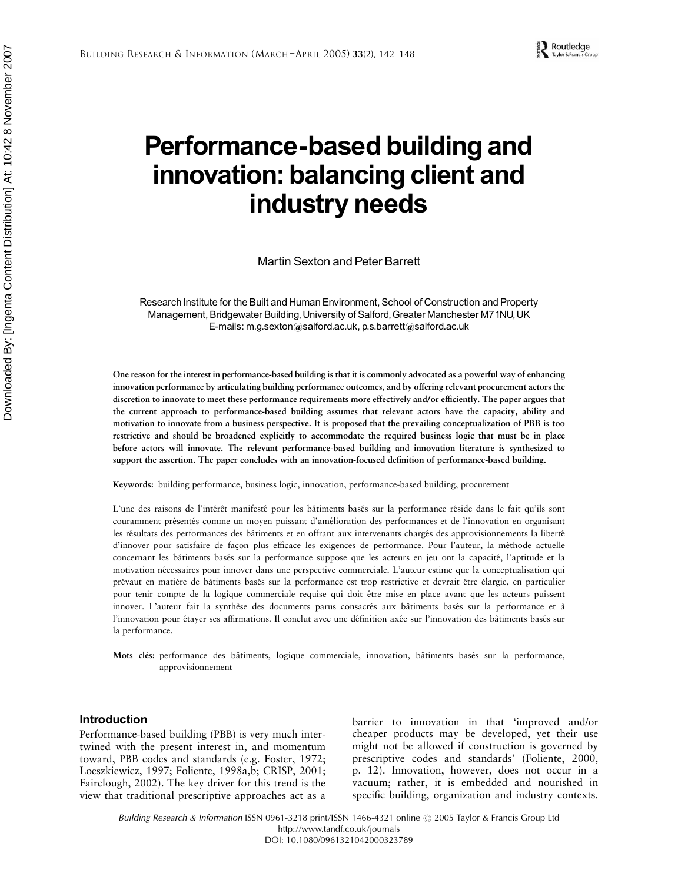# Performance-based building and innovation: balancing client and industry needs

Martin Sexton and Peter Barrett

Research Institute for the Built and Human Environment, School of Construction and Property Management, Bridgewater Building, University of Salford, Greater Manchester M7 1NU, UK
E-mails: m.g.sexton@salford.ac.uk, p.s.barrett@salford.ac.uk

**One reason for the interest in performance-based building is that it is commonly advocated as a powerful way of enhancing innovation performance by articulating building performance outcomes, and by offering relevant procurement actors the discretion to innovate to meet these performance requirements more effectively and/or efficiently. The paper argues that the current approach to performance-based building assumes that relevant actors have the capacity, ability and motivation to innovate from a business perspective. It is proposed that the prevailing conceptualization of PBB is too restrictive and should be broadened explicitly to accommodate the required business logic that must be in place before actors will innovate. The relevant performance-based building and innovation literature is synthesized to support the assertion. The paper concludes with an innovation-focused definition of performance-based building.**

**Keywords:** building performance, business logic, innovation, performance-based building, procurement

L'une des raisons de l'intérêt manifesté pour les bâtiments basés sur la performance réside dans le fait qu'ils sont couramment présentés comme un moyen puissant d'amélioration des performances et de l'innovation en organisant les résultats des performances des bâtiments et en offrant aux intervenants chargés des approvisionnements la liberté d'innover pour satisfaire de façon plus efficace les exigences de performance. Pour l'auteur, la méthode actuelle concernant les bâtiments basés sur la performance suppose que les acteurs en jeu ont la capacité, l'aptitude et la motivation nécessaires pour innover dans une perspective commerciale. L'auteur estime que la conceptualisation qui prévaut en matière de bâtiments basés sur la performance est trop restrictive et devrait être élargie, en particulier pour tenir compte de la logique commerciale requise qui doit être mise en place avant que les acteurs puissent innover. L'auteur fait la synthèse des documents parus consacrés aux bâtiments basés sur la performance et à l'innovation pour étayer ses affirmations. Il conclut avec une définition axée sur l'innovation des bâtiments basés sur la performance.

**Mots clés:** performance des bâtiments, logique commerciale, innovation, bâtiments basés sur la performance, approvisionnement

## Introduction

Performance-based building (PBB) is very much intertwined with the present interest in, and momentum toward, PBB codes and standards (e.g. Foster, 1972; Loeszkiewicz, 1997; Foliente, 1998a,b; CRISP, 2001; Fairclough, 2002). The key driver for this trend is the view that traditional prescriptive approaches act as a barrier to innovation in that 'improved and/or cheaper products may be developed, yet their use might not be allowed if construction is governed by prescriptive codes and standards' (Foliente, 2000, p. 12). Innovation, however, does not occur in a vacuum; rather, it is embedded and nourished in specific building, organization and industry contexts.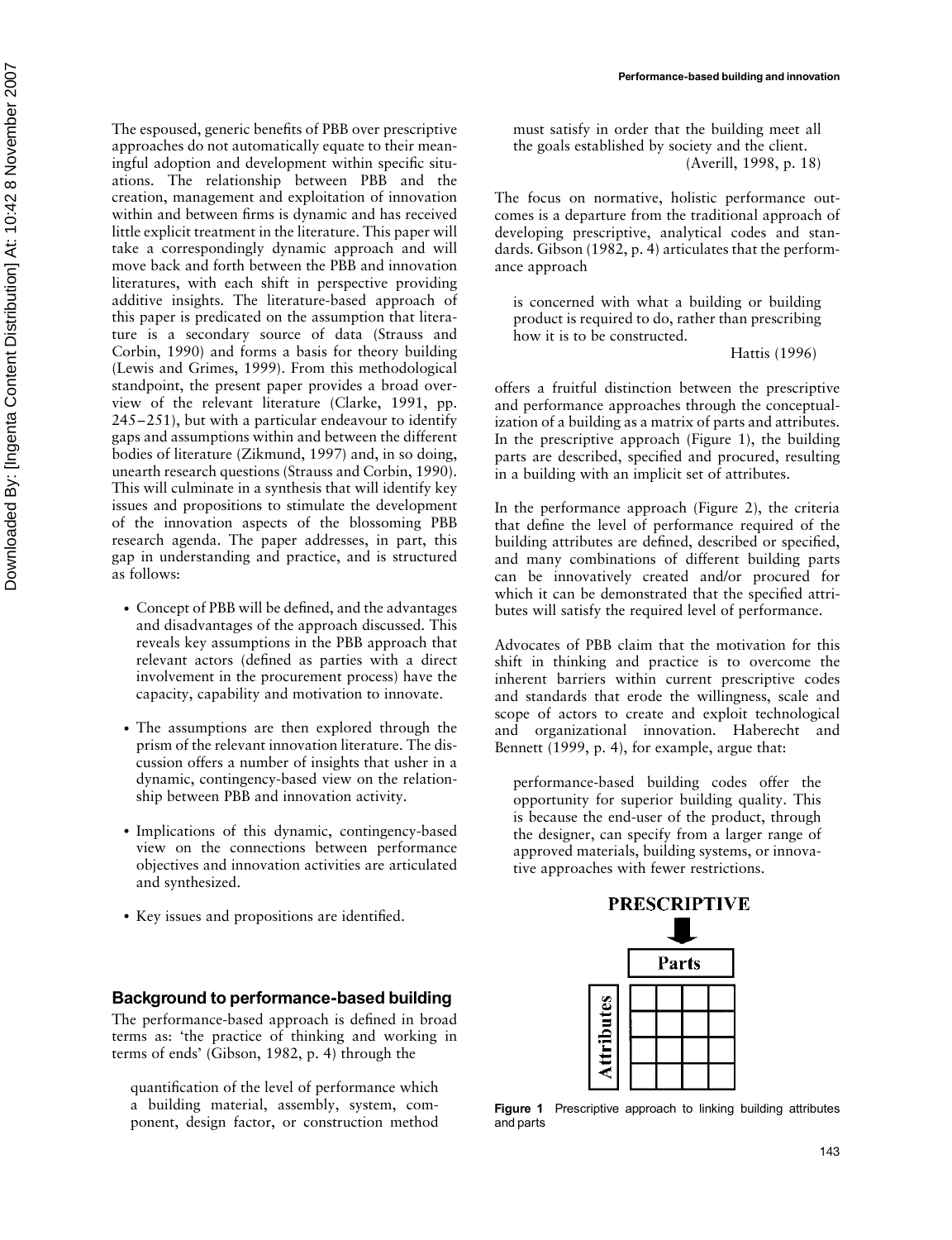The espoused, generic benefits of PBB over prescriptive approaches do not automatically equate to their meaningful adoption and development within specific situations. The relationship between PBB and the creation, management and exploitation of innovation within and between firms is dynamic and has received little explicit treatment in the literature. This paper will take a correspondingly dynamic approach and will move back and forth between the PBB and innovation literatures, with each shift in perspective providing additive insights. The literature-based approach of this paper is predicated on the assumption that literature is a secondary source of data (Strauss and Corbin, 1990) and forms a basis for theory building (Lewis and Grimes, 1999). From this methodological standpoint, the present paper provides a broad overview of the relevant literature (Clarke, 1991, pp. 245–251), but with a particular endeavour to identify gaps and assumptions within and between the different bodies of literature (Zikmund, 1997) and, in so doing, unearth research questions (Strauss and Corbin, 1990). This will culminate in a synthesis that will identify key issues and propositions to stimulate the development of the innovation aspects of the blossoming PBB research agenda. The paper addresses, in part, this gap in understanding and practice, and is structured as follows:

- Concept of PBB will be defined, and the advantages and disadvantages of the approach discussed. This reveals key assumptions in the PBB approach that relevant actors (defined as parties with a direct involvement in the procurement process) have the capacity, capability and motivation to innovate.
- The assumptions are then explored through the prism of the relevant innovation literature. The discussion offers a number of insights that usher in a dynamic, contingency-based view on the relationship between PBB and innovation activity.
- Implications of this dynamic, contingency-based view on the connections between performance objectives and innovation activities are articulated and synthesized.
- Key issues and propositions are identified.

## Background to performance-based building

The performance-based approach is defined in broad terms as: 'the practice of thinking and working in terms of ends' (Gibson, 1982, p. 4) through the

> quantification of the level of performance which a building material, assembly, system, component, design factor, or construction method must satisfy in order that the building meet all the goals established by society and the client.
> (Averill, 1998, p. 18)

The focus on normative, holistic performance outcomes is a departure from the traditional approach of developing prescriptive, analytical codes and standards. Gibson (1982, p. 4) articulates that the performance approach

> is concerned with what a building or building product is required to do, rather than prescribing how it is to be constructed.

Hattis (1996) offers a fruitful distinction between the prescriptive and performance approaches through the conceptualization of a building as a matrix of parts and attributes. In the prescriptive approach (Figure 1), the building parts are described, specified and procured, resulting in a building with an implicit set of attributes.

In the performance approach (Figure 2), the criteria that define the level of performance required of the building attributes are defined, described or specified, and many combinations of different building parts can be innovatively created and/or procured for which it can be demonstrated that the specified attributes will satisfy the required level of performance.

Advocates of PBB claim that the motivation for this shift in thinking and practice is to overcome the inherent barriers within current prescriptive codes and standards that erode the willingness, scale and scope of actors to create and exploit technological and organizational innovation. Haberecht and Bennett (1999, p. 4), for example, argue that:

> performance-based building codes offer the opportunity for superior building quality. This is because the end-user of the product, through the designer, can specify from a larger range of approved materials, building systems, or innovative approaches with fewer restrictions.

PRESCRIPTIVE

Parts

Attributes

**Figure 1** Prescriptive approach to linking building attributes and parts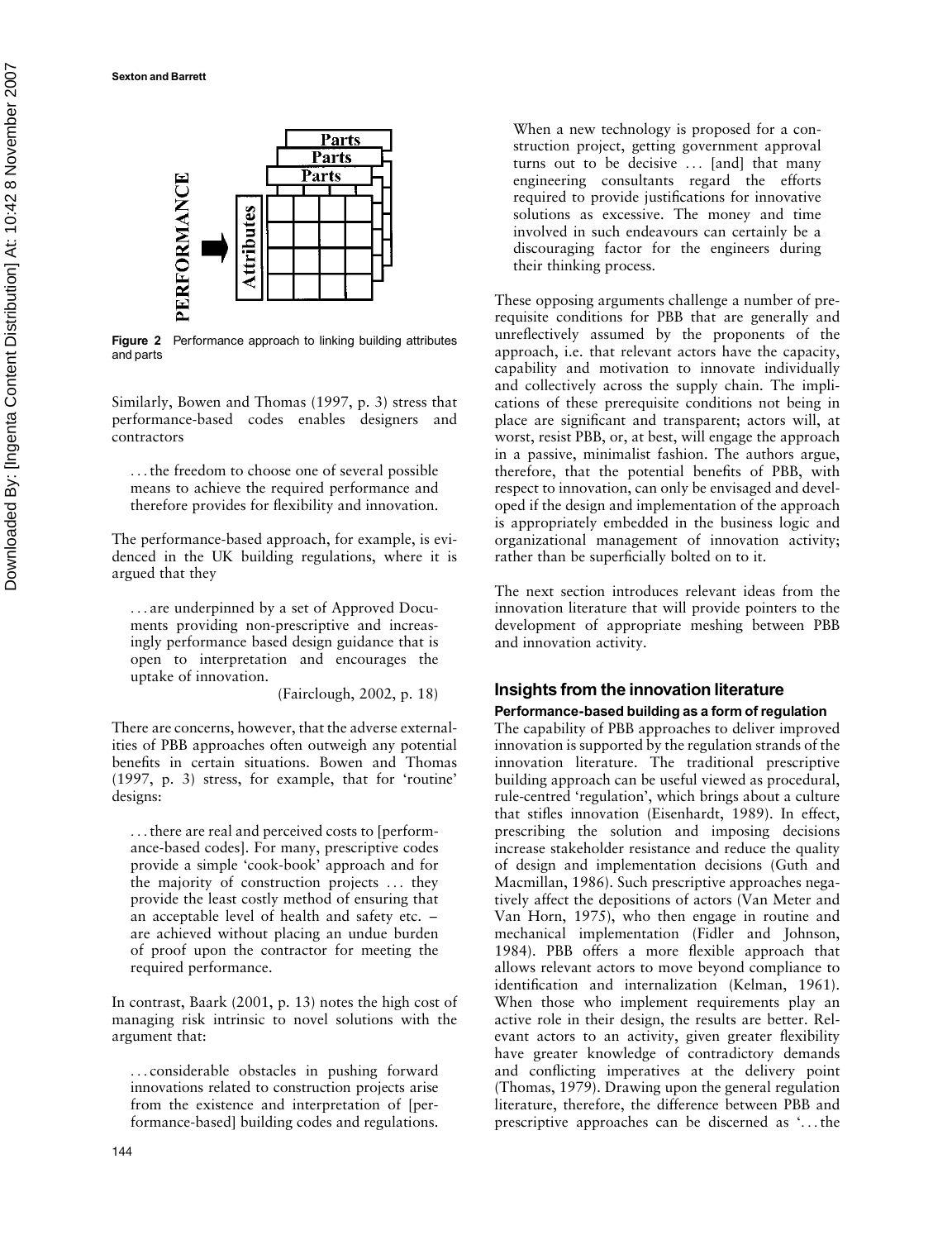**Figure 2** Performance approach to linking building attributes and parts

Similarly, Bowen and Thomas (1997, p. 3) stress that performance-based codes enables designers and contractors

> ... the freedom to choose one of several possible means to achieve the required performance and therefore provides for flexibility and innovation.

The performance-based approach, for example, is evidenced in the UK building regulations, where it is argued that they

> ... are underpinned by a set of Approved Documents providing non-prescriptive and increasingly performance based design guidance that is open to interpretation and encourages the uptake of innovation.
>
> (Fairclough, 2002, p. 18)

There are concerns, however, that the adverse externalities of PBB approaches often outweigh any potential benefits in certain situations. Bowen and Thomas (1997, p. 3) stress, for example, that for 'routine' designs:

> ... there are real and perceived costs to [performance-based codes]. For many, prescriptive codes provide a simple 'cook-book' approach and for the majority of construction projects ... they provide the least costly method of ensuring that an acceptable level of health and safety etc. – are achieved without placing an undue burden of proof upon the contractor for meeting the required performance.

In contrast, Baark (2001, p. 13) notes the high cost of managing risk intrinsic to novel solutions with the argument that:

> ... considerable obstacles in pushing forward innovations related to construction projects arise from the existence and interpretation of [performance-based] building codes and regulations. When a new technology is proposed for a construction project, getting government approval turns out to be decisive ... [and] that many engineering consultants regard the efforts required to provide justifications for innovative solutions as excessive. The money and time involved in such endeavours can certainly be a discouraging factor for the engineers during their thinking process.

These opposing arguments challenge a number of prerequisite conditions for PBB that are generally and unreflectively assumed by the proponents of the approach, i.e. that relevant actors have the capacity, capability and motivation to innovate individually and collectively across the supply chain. The implications of these prerequisite conditions not being in place are significant and transparent; actors will, at worst, resist PBB, or, at best, will engage the approach in a passive, minimalist fashion. The authors argue, therefore, that the potential benefits of PBB, with respect to innovation, can only be envisaged and developed if the design and implementation of the approach is appropriately embedded in the business logic and organizational management of innovation activity; rather than be superficially bolted on to it.

The next section introduces relevant ideas from the innovation literature that will provide pointers to the development of appropriate meshing between PBB and innovation activity.

## Insights from the innovation literature

### Performance-based building as a form of regulation

The capability of PBB approaches to deliver improved innovation is supported by the regulation strands of the innovation literature. The traditional prescriptive building approach can be useful viewed as procedural, rule-centred 'regulation', which brings about a culture that stifles innovation (Eisenhardt, 1989). In effect, prescribing the solution and imposing decisions increase stakeholder resistance and reduce the quality of design and implementation decisions (Guth and Macmillan, 1986). Such prescriptive approaches negatively affect the depositions of actors (Van Meter and Van Horn, 1975), who then engage in routine and mechanical implementation (Fidler and Johnson, 1984). PBB offers a more flexible approach that allows relevant actors to move beyond compliance to identification and internalization (Kelman, 1961). When those who implement requirements play an active role in their design, the results are better. Relevant actors to an activity, given greater flexibility have greater knowledge of contradictory demands and conflicting imperatives at the delivery point (Thomas, 1979). Drawing upon the general regulation literature, therefore, the difference between PBB and prescriptive approaches can be discerned as '... the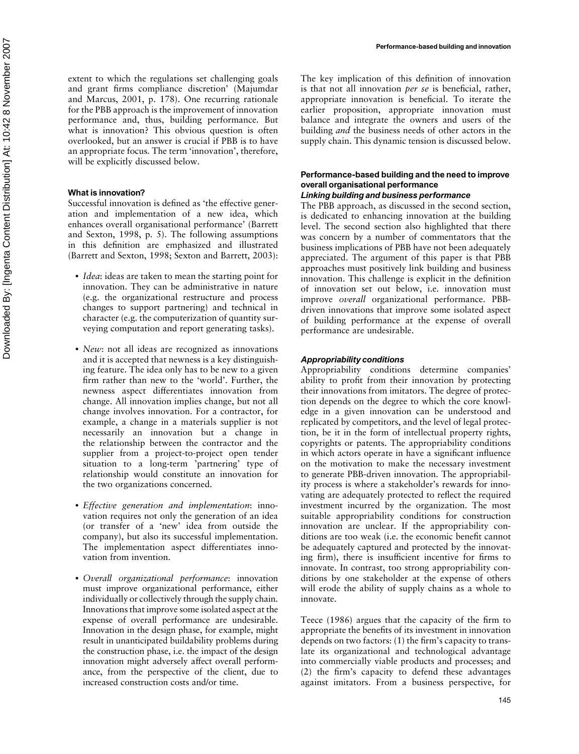extent to which the regulations set challenging goals and grant firms compliance discretion' (Majumdar and Marcus, 2001, p. 178). One recurring rationale for the PBB approach is the improvement of innovation performance and, thus, building performance. But what is innovation? This obvious question is often overlooked, but an answer is crucial if PBB is to have an appropriate focus. The term 'innovation', therefore, will be explicitly discussed below.

### What is innovation?

Successful innovation is defined as 'the effective generation and implementation of a new idea, which enhances overall organisational performance' (Barrett and Sexton, 1998, p. 5). The following assumptions in this definition are emphasized and illustrated (Barrett and Sexton, 1998; Sexton and Barrett, 2003):

- *Idea*: ideas are taken to mean the starting point for innovation. They can be administrative in nature (e.g. the organizational restructure and process changes to support partnering) and technical in character (e.g. the computerization of quantity surveying computation and report generating tasks).
- *New*: not all ideas are recognized as innovations and it is accepted that newness is a key distinguishing feature. The idea only has to be new to a given firm rather than new to the 'world'. Further, the newness aspect differentiates innovation from change. All innovation implies change, but not all change involves innovation. For a contractor, for example, a change in a materials supplier is not necessarily an innovation but a change in the relationship between the contractor and the supplier from a project-to-project open tender situation to a long-term 'partnering' type of relationship would constitute an innovation for the two organizations concerned.
- *Effective generation and implementation*: innovation requires not only the generation of an idea (or transfer of a 'new' idea from outside the company), but also its successful implementation. The implementation aspect differentiates innovation from invention.
- *Overall organizational performance*: innovation must improve organizational performance, either individually or collectively through the supply chain. Innovations that improve some isolated aspect at the expense of overall performance are undesirable. Innovation in the design phase, for example, might result in unanticipated buildability problems during the construction phase, i.e. the impact of the design innovation might adversely affect overall performance, from the perspective of the client, due to increased construction costs and/or time.

The key implication of this definition of innovation is that not all innovation *per se* is beneficial, rather, appropriate innovation is beneficial. To iterate the earlier proposition, appropriate innovation must balance and integrate the owners and users of the building *and* the business needs of other actors in the supply chain. This dynamic tension is discussed below.

### Performance-based building and the need to improve overall organisational performance

#### *Linking building and business performance*

The PBB approach, as discussed in the second section, is dedicated to enhancing innovation at the building level. The second section also highlighted that there was concern by a number of commentators that the business implications of PBB have not been adequately appreciated. The argument of this paper is that PBB approaches must positively link building and business innovation. This challenge is explicit in the definition of innovation set out below, i.e. innovation must improve *overall* organizational performance. PBB-driven innovations that improve some isolated aspect of building performance at the expense of overall performance are undesirable.

#### *Appropriability conditions*

Appropriability conditions determine companies' ability to profit from their innovation by protecting their innovations from imitators. The degree of protection depends on the degree to which the core knowledge in a given innovation can be understood and replicated by competitors, and the level of legal protection, be it in the form of intellectual property rights, copyrights or patents. The appropriability conditions in which actors operate in have a significant influence on the motivation to make the necessary investment to generate PBB-driven innovation. The appropriability process is where a stakeholder's rewards for innovating are adequately protected to reflect the required investment incurred by the organization. The most suitable appropriability conditions for construction innovation are unclear. If the appropriability conditions are too weak (i.e. the economic benefit cannot be adequately captured and protected by the innovating firm), there is insufficient incentive for firms to innovate. In contrast, too strong appropriability conditions by one stakeholder at the expense of others will erode the ability of supply chains as a whole to innovate.

Teece (1986) argues that the capacity of the firm to appropriate the benefits of its investment in innovation depends on two factors: (1) the firm's capacity to translate its organizational and technological advantage into commercially viable products and processes; and (2) the firm's capacity to defend these advantages against imitators. From a business perspective, for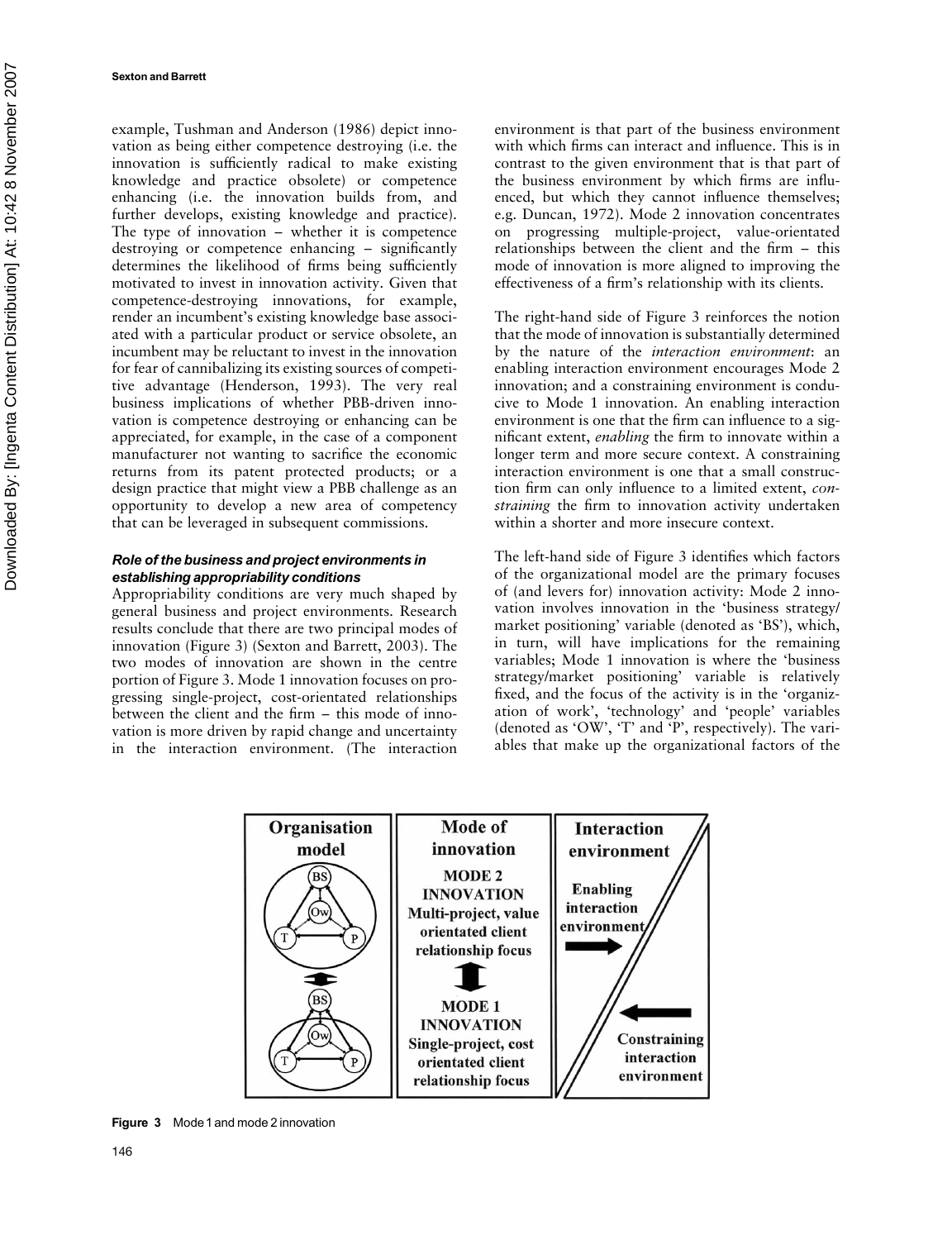example, Tushman and Anderson (1986) depict innovation as being either competence destroying (i.e. the innovation is sufficiently radical to make existing knowledge and practice obsolete) or competence enhancing (i.e. the innovation builds from, and further develops, existing knowledge and practice). The type of innovation – whether it is competence destroying or competence enhancing – significantly determines the likelihood of firms being sufficiently motivated to invest in innovation activity. Given that competence-destroying innovations, for example, render an incumbent's existing knowledge base associated with a particular product or service obsolete, an incumbent may be reluctant to invest in the innovation for fear of cannibalizing its existing sources of competitive advantage (Henderson, 1993). The very real business implications of whether PBB-driven innovation is competence destroying or enhancing can be appreciated, for example, in the case of a component manufacturer not wanting to sacrifice the economic returns from its patent protected products; or a design practice that might view a PBB challenge as an opportunity to develop a new area of competency that can be leveraged in subsequent commissions.

### *Role of the business and project environments in establishing appropriability conditions*

Appropriability conditions are very much shaped by general business and project environments. Research results conclude that there are two principal modes of innovation (Figure 3) (Sexton and Barrett, 2003). The two modes of innovation are shown in the centre portion of Figure 3. Mode 1 innovation focuses on progressing single-project, cost-orientated relationships between the client and the firm – this mode of innovation is more driven by rapid change and uncertainty in the interaction environment. (The interaction environment is that part of the business environment with which firms can interact and influence. This is in contrast to the given environment that is that part of the business environment by which firms are influenced, but which they cannot influence themselves; e.g. Duncan, 1972). Mode 2 innovation concentrates on progressing multiple-project, value-orientated relationships between the client and the firm – this mode of innovation is more aligned to improving the effectiveness of a firm's relationship with its clients.

The right-hand side of Figure 3 reinforces the notion that the mode of innovation is substantially determined by the nature of the *interaction environment*: an enabling interaction environment encourages Mode 2 innovation; and a constraining environment is conducive to Mode 1 innovation. An enabling interaction environment is one that the firm can influence to a significant extent, *enabling* the firm to innovate within a longer term and more secure context. A constraining interaction environment is one that a small construction firm can only influence to a limited extent, *constraining* the firm to innovation activity undertaken within a shorter and more insecure context.

The left-hand side of Figure 3 identifies which factors of the organizational model are the primary focuses of (and levers for) innovation activity: Mode 2 innovation involves innovation in the 'business strategy/market positioning' variable (denoted as 'BS'), which, in turn, will have implications for the remaining variables; Mode 1 innovation is where the 'business strategy/market positioning' variable is relatively fixed, and the focus of the activity is in the 'organization of work', 'technology' and 'people' variables (denoted as 'OW', 'T' and 'P', respectively). The variables that make up the organizational factors of the

Organisation model

BS
Ow
T
P

Mode of innovation

MODE 2 INNOVATION
Multi-project, value orientated client relationship focus

MODE 1 INNOVATION
Single-project, cost orientated client relationship focus

Interaction environment

Enabling interaction environment

Constraining interaction environment

**Figure 3** Mode 1 and mode 2 innovation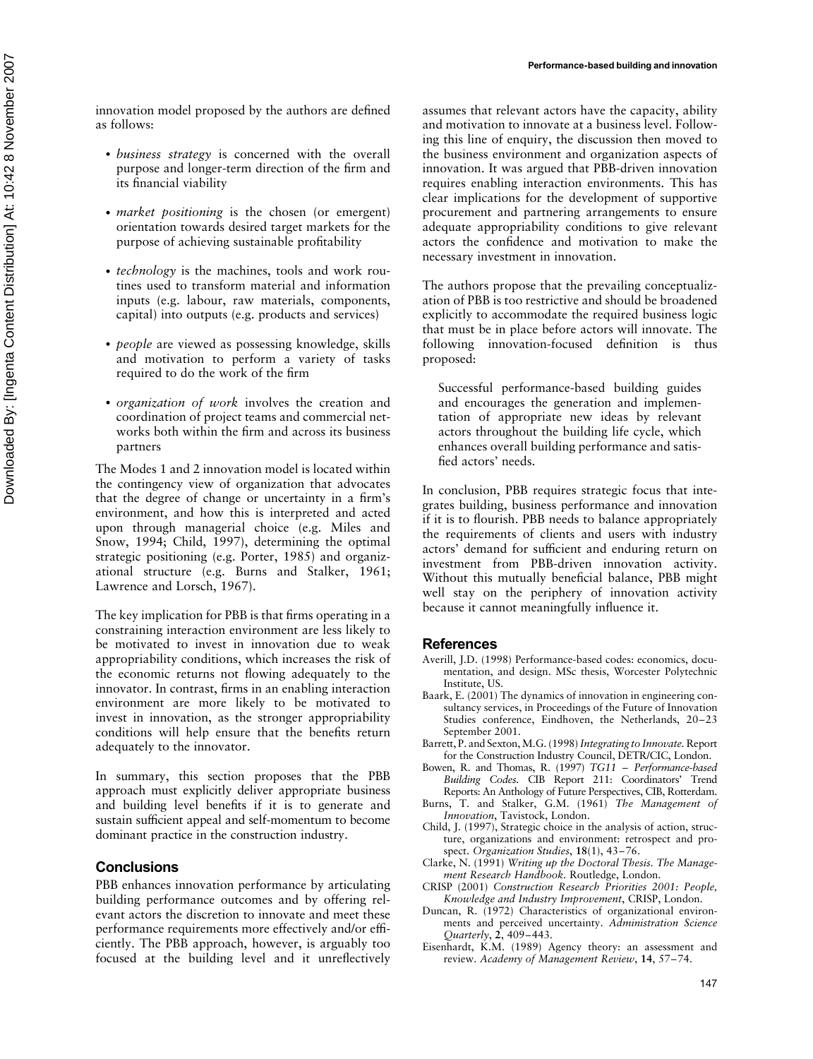innovation model proposed by the authors are defined as follows:

- *business strategy* is concerned with the overall purpose and longer-term direction of the firm and its financial viability
- *market positioning* is the chosen (or emergent) orientation towards desired target markets for the purpose of achieving sustainable profitability
- *technology* is the machines, tools and work routines used to transform material and information inputs (e.g. labour, raw materials, components, capital) into outputs (e.g. products and services)
- *people* are viewed as possessing knowledge, skills and motivation to perform a variety of tasks required to do the work of the firm
- *organization of work* involves the creation and coordination of project teams and commercial networks both within the firm and across its business partners

The Modes 1 and 2 innovation model is located within the contingency view of organization that advocates that the degree of change or uncertainty in a firm's environment, and how this is interpreted and acted upon through managerial choice (e.g. Miles and Snow, 1994; Child, 1997), determining the optimal strategic positioning (e.g. Porter, 1985) and organizational structure (e.g. Burns and Stalker, 1961; Lawrence and Lorsch, 1967).

The key implication for PBB is that firms operating in a constraining interaction environment are less likely to be motivated to invest in innovation due to weak appropriability conditions, which increases the risk of the economic returns not flowing adequately to the innovator. In contrast, firms in an enabling interaction environment are more likely to be motivated to invest in innovation, as the stronger appropriability conditions will help ensure that the benefits return adequately to the innovator.

In summary, this section proposes that the PBB approach must explicitly deliver appropriate business and building level benefits if it is to generate and sustain sufficient appeal and self-momentum to become dominant practice in the construction industry.

## Conclusions

PBB enhances innovation performance by articulating building performance outcomes and by offering relevant actors the discretion to innovate and meet these performance requirements more effectively and/or efficiently. The PBB approach, however, is arguably too focused at the building level and it unreflectively assumes that relevant actors have the capacity, ability and motivation to innovate at a business level. Following this line of enquiry, the discussion then moved to the business environment and organization aspects of innovation. It was argued that PBB-driven innovation requires enabling interaction environments. This has clear implications for the development of supportive procurement and partnering arrangements to ensure adequate appropriability conditions to give relevant actors the confidence and motivation to make the necessary investment in innovation.

The authors propose that the prevailing conceptualization of PBB is too restrictive and should be broadened explicitly to accommodate the required business logic that must be in place before actors will innovate. The following innovation-focused definition is thus proposed:

> Successful performance-based building guides and encourages the generation and implementation of appropriate new ideas by relevant actors throughout the building life cycle, which enhances overall building performance and satisfied actors' needs.

In conclusion, PBB requires strategic focus that integrates building, business performance and innovation if it is to flourish. PBB needs to balance appropriately the requirements of clients and users with industry actors' demand for sufficient and enduring return on investment from PBB-driven innovation activity. Without this mutually beneficial balance, PBB might well stay on the periphery of innovation activity because it cannot meaningfully influence it.

## References

Averill, J.D. (1998) Performance-based codes: economics, documentation, and design. MSc thesis, Worcester Polytechnic Institute, US.

Baark, E. (2001) The dynamics of innovation in engineering consultancy services, in Proceedings of the Future of Innovation Studies conference, Eindhoven, the Netherlands, 20–23 September 2001.

Barrett, P. and Sexton, M.G. (1998) *Integrating to Innovate*. Report for the Construction Industry Council, DETR/CIC, London.

Bowen, R. and Thomas, R. (1997) *TG11 – Performance-based Building Codes*. CIB Report 211: Coordinators' Trend Reports: An Anthology of Future Perspectives, CIB, Rotterdam.

Burns, T. and Stalker, G.M. (1961) *The Management of Innovation*, Tavistock, London.

Child, J. (1997), Strategic choice in the analysis of action, structure, organizations and environment: retrospect and prospect. *Organization Studies*, **18**(1), 43–76.

Clarke, N. (1991) *Writing up the Doctoral Thesis. The Management Research Handbook*. Routledge, London.

CRISP (2001) *Construction Research Priorities 2001: People, Knowledge and Industry Improvement*, CRISP, London.

Duncan, R. (1972) Characteristics of organizational environments and perceived uncertainty. *Administration Science Quarterly*, **2**, 409–443.

Eisenhardt, K.M. (1989) Agency theory: an assessment and review. *Academy of Management Review*, **14**, 57–74.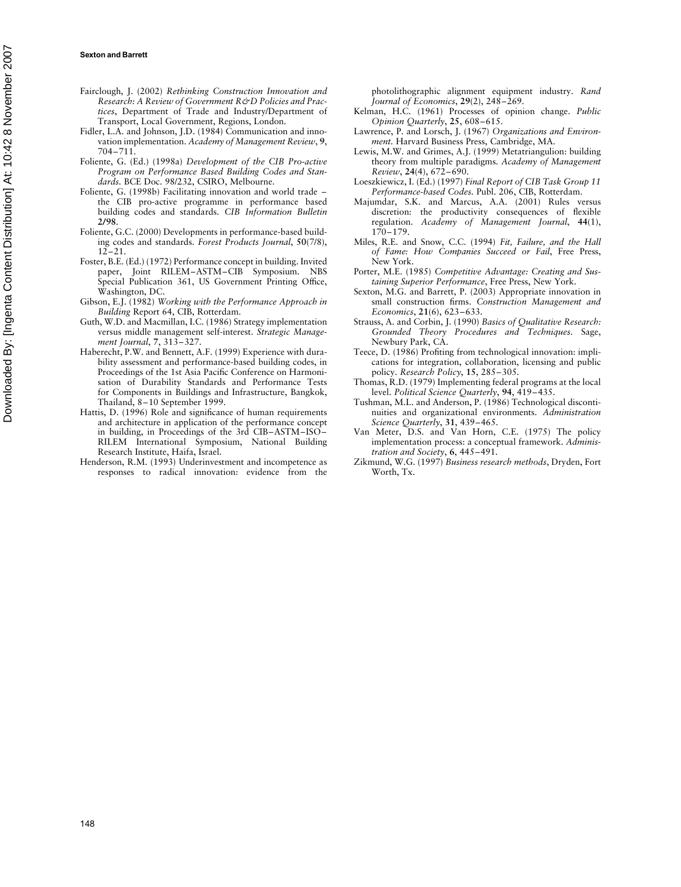Fairclough, J. (2002) *Rethinking Construction Innovation and Research: A Review of Government R&D Policies and Practices*, Department of Trade and Industry/Department of Transport, Local Government, Regions, London.

Fidler, L.A. and Johnson, J.D. (1984) Communication and innovation implementation. *Academy of Management Review*, **9**, 704–711.

Foliente, G. (Ed.) (1998a) *Development of the CIB Pro-active Program on Performance Based Building Codes and Standards.* BCE Doc. 98/232, CSIRO, Melbourne.

Foliente, G. (1998b) Facilitating innovation and world trade – the CIB pro-active programme in performance based building codes and standards. *CIB Information Bulletin* **2/98**.

Foliente, G.C. (2000) Developments in performance-based building codes and standards. *Forest Products Journal*, **50**(7/8), 12–21.

Foster, B.E. (Ed.) (1972) Performance concept in building. Invited paper, Joint RILEM–ASTM–CIB Symposium. NBS Special Publication 361, US Government Printing Office, Washington, DC.

Gibson, E.J. (1982) *Working with the Performance Approach in Building* Report 64, CIB, Rotterdam.

Guth, W.D. and Macmillan, I.C. (1986) Strategy implementation versus middle management self-interest. *Strategic Management Journal*, **7**, 313–327.

Haberecht, P.W. and Bennett, A.F. (1999) Experience with durability assessment and performance-based building codes, in Proceedings of the 1st Asia Pacific Conference on Harmonisation of Durability Standards and Performance Tests for Components in Buildings and Infrastructure, Bangkok, Thailand, 8–10 September 1999.

Hattis, D. (1996) Role and significance of human requirements and architecture in application of the performance concept in building, in Proceedings of the 3rd CIB–ASTM–ISO–RILEM International Symposium, National Building Research Institute, Haifa, Israel.

Henderson, R.M. (1993) Underinvestment and incompetence as responses to radical innovation: evidence from the photolithographic alignment equipment industry. *Rand Journal of Economics*, **29**(2), 248–269.

Kelman, H.C. (1961) Processes of opinion change. *Public Opinion Quarterly*, **25**, 608–615.

Lawrence, P. and Lorsch, J. (1967) *Organizations and Environment.* Harvard Business Press, Cambridge, MA.

Lewis, M.W. and Grimes, A.J. (1999) Metatriangulion: building theory from multiple paradigms. *Academy of Management Review*, **24**(4), 672–690.

Loeszkiewicz, I. (Ed.) (1997) *Final Report of CIB Task Group 11 Performance-based Codes.* Publ. 206, CIB, Rotterdam.

Majumdar, S.K. and Marcus, A.A. (2001) Rules versus discretion: the productivity consequences of flexible regulation. *Academy of Management Journal*, **44**(1), 170–179.

Miles, R.E. and Snow, C.C. (1994) *Fit, Failure, and the Hall of Fame: How Companies Succeed or Fail*, Free Press, New York.

Porter, M.E. (1985) *Competitive Advantage: Creating and Sustaining Superior Performance*, Free Press, New York.

Sexton, M.G. and Barrett, P. (2003) Appropriate innovation in small construction firms. *Construction Management and Economics*, **21**(6), 623–633.

Strauss, A. and Corbin, J. (1990) *Basics of Qualitative Research: Grounded Theory Procedures and Techniques.* Sage, Newbury Park, CA.

Teece, D. (1986) Profiting from technological innovation: implications for integration, collaboration, licensing and public policy. *Research Policy*, **15**, 285–305.

Thomas, R.D. (1979) Implementing federal programs at the local level. *Political Science Quarterly*, **94**, 419–435.

Tushman, M.L. and Anderson, P. (1986) Technological discontinuities and organizational environments. *Administration Science Quarterly*, **31**, 439–465.

Van Meter, D.S. and Van Horn, C.E. (1975) The policy implementation process: a conceptual framework. *Administration and Society*, **6**, 445–491.

Zikmund, W.G. (1997) *Business research methods*, Dryden, Fort Worth, Tx.